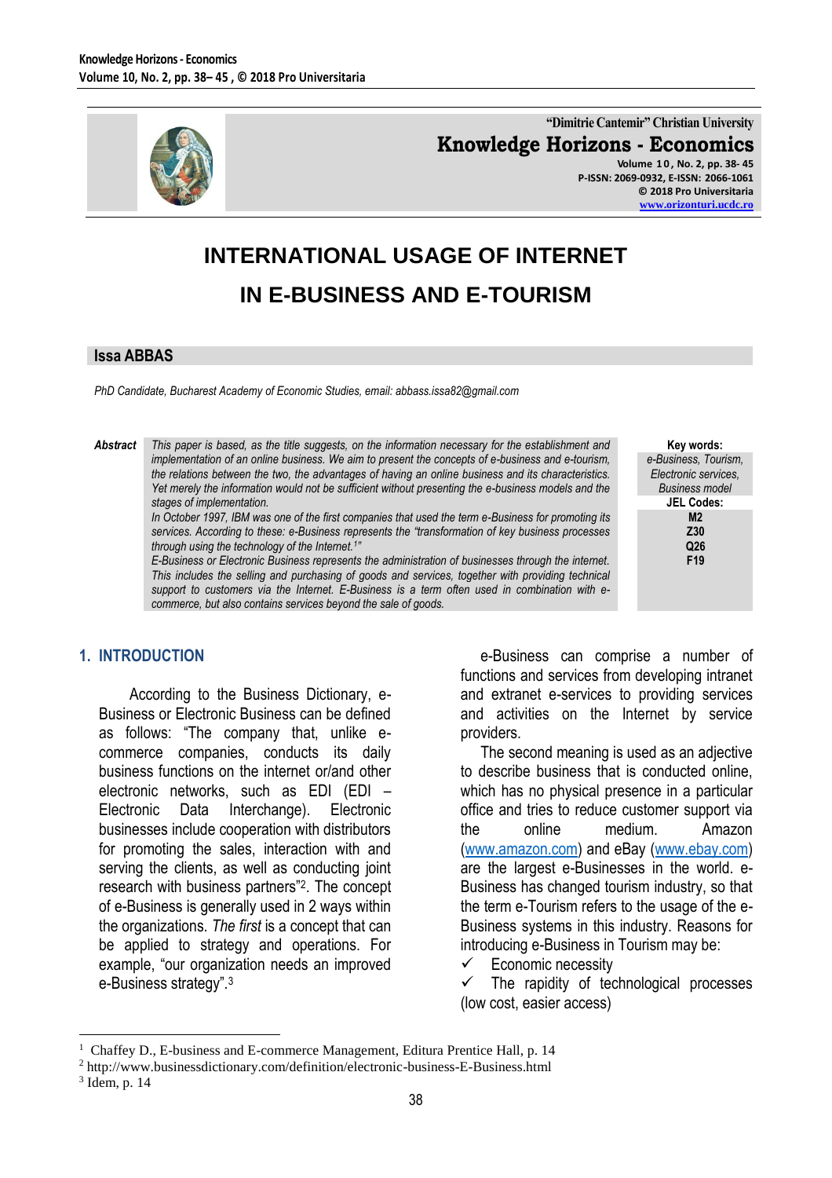# INTERNATIONAL USAGE OF INTERNET IN E-BUSINESS AND E-TOURISM

**Issa ABBAS**

*PhD Candidate, Bucharest Academy of Economic Studies, email: abbass.issa82@gmail.com*

***Abstract*** *This paper is based, as the title suggests, on the information necessary for the establishment and implementation of an online business. We aim to present the concepts of e-business and e-tourism, the relations between the two, the advantages of having an online business and its characteristics. Yet merely the information would not be sufficient without presenting the e-business models and the stages of implementation.*

*In October 1997, IBM was one of the first companies that used the term e-Business for promoting its services. According to these: e-Business represents the "transformation of key business processes through using the technology of the Internet.[1]"*

*E-Business or Electronic Business represents the administration of businesses through the internet. This includes the selling and purchasing of goods and services, together with providing technical support to customers via the Internet. E-Business is a term often used in combination with e-commerce, but also contains services beyond the sale of goods.*

**Key words:** *e-Business, Tourism, Electronic services, Business model*

**JEL Codes:** M2, Z30, Q26, F19

## 1. INTRODUCTION

According to the Business Dictionary, e-Business or Electronic Business can be defined as follows: "The company that, unlike e-commerce companies, conducts its daily business functions on the internet or/and other electronic networks, such as EDI (EDI – Electronic Data Interchange). Electronic businesses include cooperation with distributors for promoting the sales, interaction with and serving the clients, as well as conducting joint research with business partners"[2]. The concept of e-Business is generally used in 2 ways within the organizations. *The first* is a concept that can be applied to strategy and operations. For example, "our organization needs an improved e-Business strategy".[3]

e-Business can comprise a number of functions and services from developing intranet and extranet e-services to providing services and activities on the Internet by service providers.

The second meaning is used as an adjective to describe business that is conducted online, which has no physical presence in a particular office and tries to reduce customer support via the online medium. Amazon (www.amazon.com) and eBay (www.ebay.com) are the largest e-Businesses in the world. e-Business has changed tourism industry, so that the term e-Tourism refers to the usage of the e-Business systems in this industry. Reasons for introducing e-Business in Tourism may be:

- ✓ Economic necessity
- ✓ The rapidity of technological processes (low cost, easier access)

---

[1] Chaffey D., E-business and E-commerce Management, Editura Prentice Hall, p. 14

[2] http://www.businessdictionary.com/definition/electronic-business-E-Business.html

[3] Idem, p. 14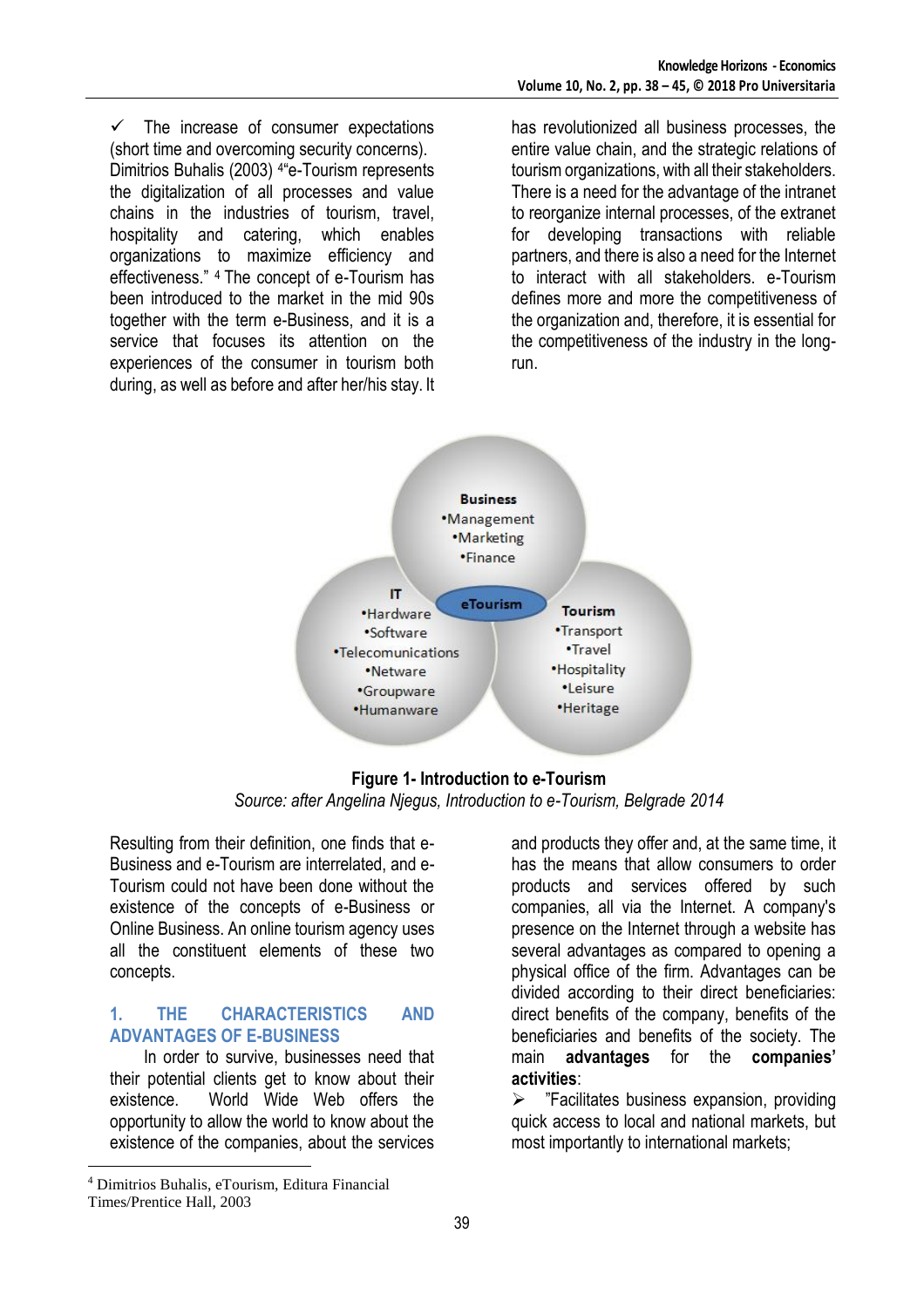✓ The increase of consumer expectations (short time and overcoming security concerns). Dimitrios Buhalis (2003) [4]"e-Tourism represents the digitalization of all processes and value chains in the industries of tourism, travel, hospitality and catering, which enables organizations to maximize efficiency and effectiveness." [4] The concept of e-Tourism has been introduced to the market in the mid 90s together with the term e-Business, and it is a service that focuses its attention on the experiences of the consumer in tourism both during, as well as before and after her/his stay. It has revolutionized all business processes, the entire value chain, and the strategic relations of tourism organizations, with all their stakeholders. There is a need for the advantage of the intranet to reorganize internal processes, of the extranet for developing transactions with reliable partners, and there is also a need for the Internet to interact with all stakeholders. e-Tourism defines more and more the competitiveness of the organization and, therefore, it is essential for the competitiveness of the industry in the long-run.

**Business**
•Management
•Marketing
•Finance

**IT**
•Hardware
•Software
•Telecomunications
•Netware
•Groupware
•Humanware

**eTourism**

**Tourism**
•Transport
•Travel
•Hospitality
•Leisure
•Heritage

**Figure 1- Introduction to e-Tourism**

*Source: after Angelina Njegus, Introduction to e-Tourism, Belgrade 2014*

Resulting from their definition, one finds that e-Business and e-Tourism are interrelated, and e-Tourism could not have been done without the existence of the concepts of e-Business or Online Business. An online tourism agency uses all the constituent elements of these two concepts.

## 1. THE CHARACTERISTICS AND ADVANTAGES OF E-BUSINESS

In order to survive, businesses need that their potential clients get to know about their existence. World Wide Web offers the opportunity to allow the world to know about the existence of the companies, about the services and products they offer and, at the same time, it has the means that allow consumers to order products and services offered by such companies, all via the Internet. A company's presence on the Internet through a website has several advantages as compared to opening a physical office of the firm. Advantages can be divided according to their direct beneficiaries: direct benefits of the company, benefits of the beneficiaries and benefits of the society. The main **advantages** for the **companies' activities**:

➢ "Facilitates business expansion, providing quick access to local and national markets, but most importantly to international markets;

[4] Dimitrios Buhalis, eTourism, Editura Financial Times/Prentice Hall, 2003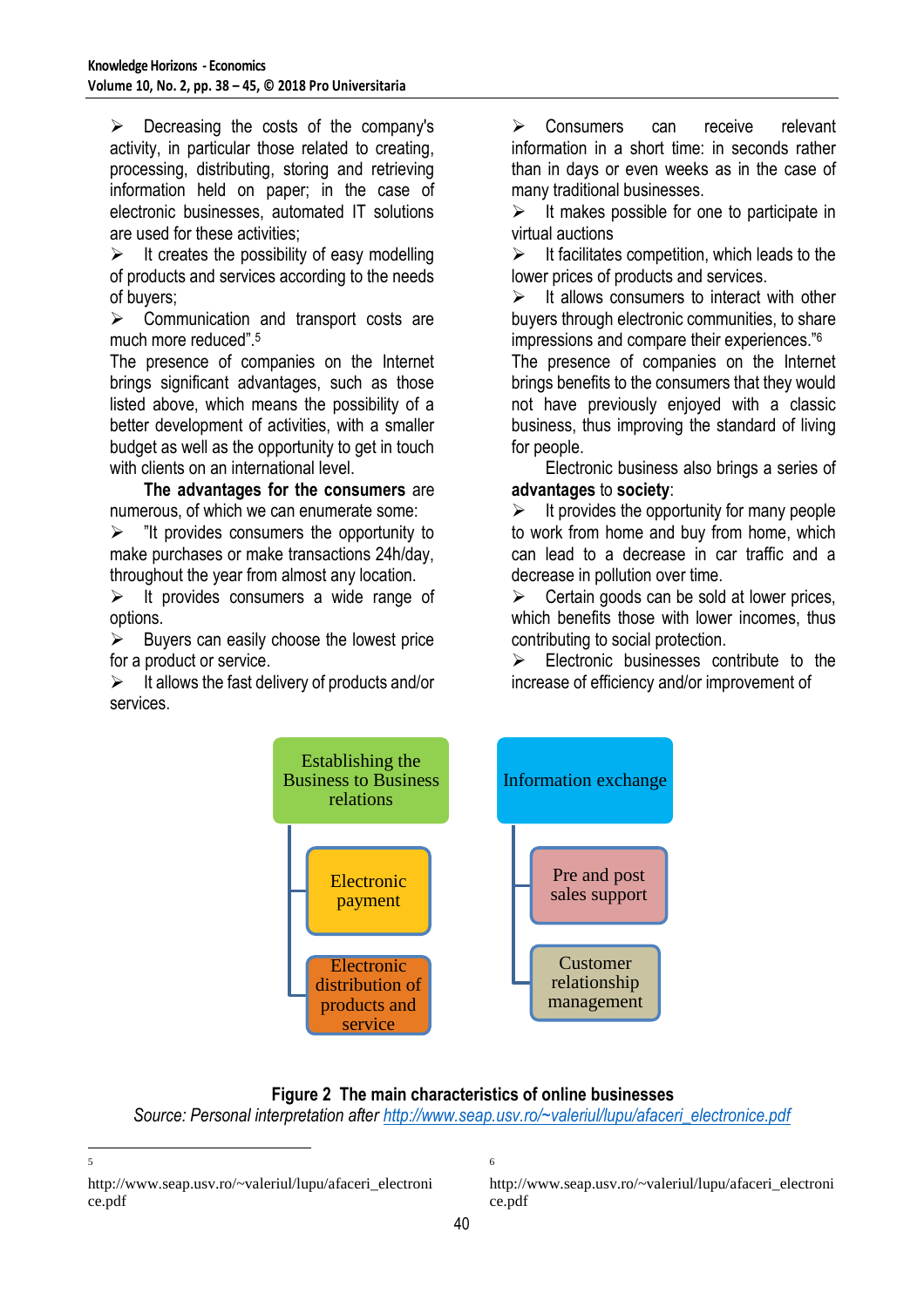- Decreasing the costs of the company's activity, in particular those related to creating, processing, distributing, storing and retrieving information held on paper; in the case of electronic businesses, automated IT solutions are used for these activities;
- It creates the possibility of easy modelling of products and services according to the needs of buyers;
- Communication and transport costs are much more reduced".[5]

The presence of companies on the Internet brings significant advantages, such as those listed above, which means the possibility of a better development of activities, with a smaller budget as well as the opportunity to get in touch with clients on an international level.

**The advantages for the consumers** are numerous, of which we can enumerate some:

- "It provides consumers the opportunity to make purchases or make transactions 24h/day, throughout the year from almost any location.
- It provides consumers a wide range of options.
- Buyers can easily choose the lowest price for a product or service.
- It allows the fast delivery of products and/or services.
- Consumers can receive relevant information in a short time: in seconds rather than in days or even weeks as in the case of many traditional businesses.
- It makes possible for one to participate in virtual auctions
- It facilitates competition, which leads to the lower prices of products and services.
- It allows consumers to interact with other buyers through electronic communities, to share impressions and compare their experiences."[6]

The presence of companies on the Internet brings benefits to the consumers that they would not have previously enjoyed with a classic business, thus improving the standard of living for people.

Electronic business also brings a series of **advantages** to **society**:

- It provides the opportunity for many people to work from home and buy from home, which can lead to a decrease in car traffic and a decrease in pollution over time.
- Certain goods can be sold at lower prices, which benefits those with lower incomes, thus contributing to social protection.
- Electronic businesses contribute to the increase of efficiency and/or improvement of

Establishing the Business to Business relations
- Electronic payment
- Electronic distribution of products and service

Information exchange
- Pre and post sales support
- Customer relationship management

**Figure 2 The main characteristics of online businesses**

*Source: Personal interpretation after http://www.seap.usv.ro/~valeriul/lupu/afaceri_electronice.pdf*

---

[5] http://www.seap.usv.ro/~valeriul/lupu/afaceri_electronice.pdf

[6] http://www.seap.usv.ro/~valeriul/lupu/afaceri_electronice.pdf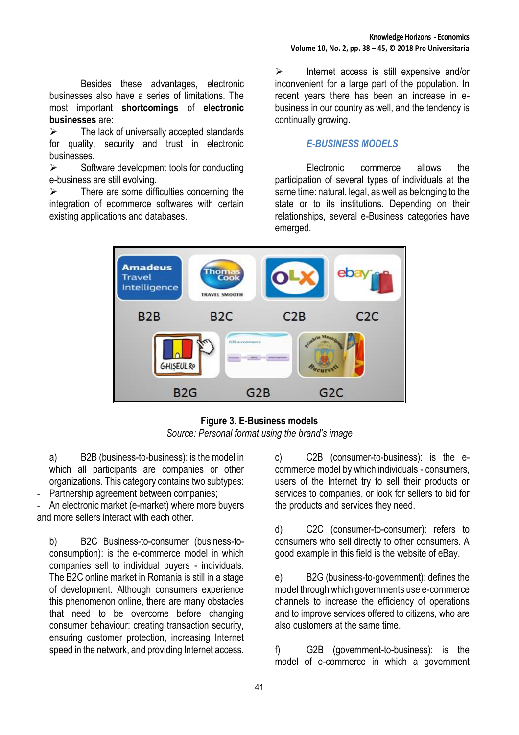Besides these advantages, electronic businesses also have a series of limitations. The most important **shortcomings** of **electronic businesses** are:

- The lack of universally accepted standards for quality, security and trust in electronic businesses.
- Software development tools for conducting e-business are still evolving.
- There are some difficulties concerning the integration of ecommerce softwares with certain existing applications and databases.
- Internet access is still expensive and/or inconvenient for a large part of the population. In recent years there has been an increase in e-business in our country as well, and the tendency is continually growing.

## *E-BUSINESS MODELS*

Electronic commerce allows the participation of several types of individuals at the same time: natural, legal, as well as belonging to the state or to its institutions. Depending on their relationships, several e-Business categories have emerged.

**Figure 3. E-Business models**

*Source: Personal format using the brand's image*

a) B2B (business-to-business): is the model in which all participants are companies or other organizations. This category contains two subtypes:

- Partnership agreement between companies;
- An electronic market (e-market) where more buyers and more sellers interact with each other.

b) B2C Business-to-consumer (business-to-consumption): is the e-commerce model in which companies sell to individual buyers - individuals. The B2C online market in Romania is still in a stage of development. Although consumers experience this phenomenon online, there are many obstacles that need to be overcome before changing consumer behaviour: creating transaction security, ensuring customer protection, increasing Internet speed in the network, and providing Internet access.

c) C2B (consumer-to-business): is the e-commerce model by which individuals - consumers, users of the Internet try to sell their products or services to companies, or look for sellers to bid for the products and services they need.

d) C2C (consumer-to-consumer): refers to consumers who sell directly to other consumers. A good example in this field is the website of eBay.

e) B2G (business-to-government): defines the model through which governments use e-commerce channels to increase the efficiency of operations and to improve services offered to citizens, who are also customers at the same time.

f) G2B (government-to-business): is the model of e-commerce in which a government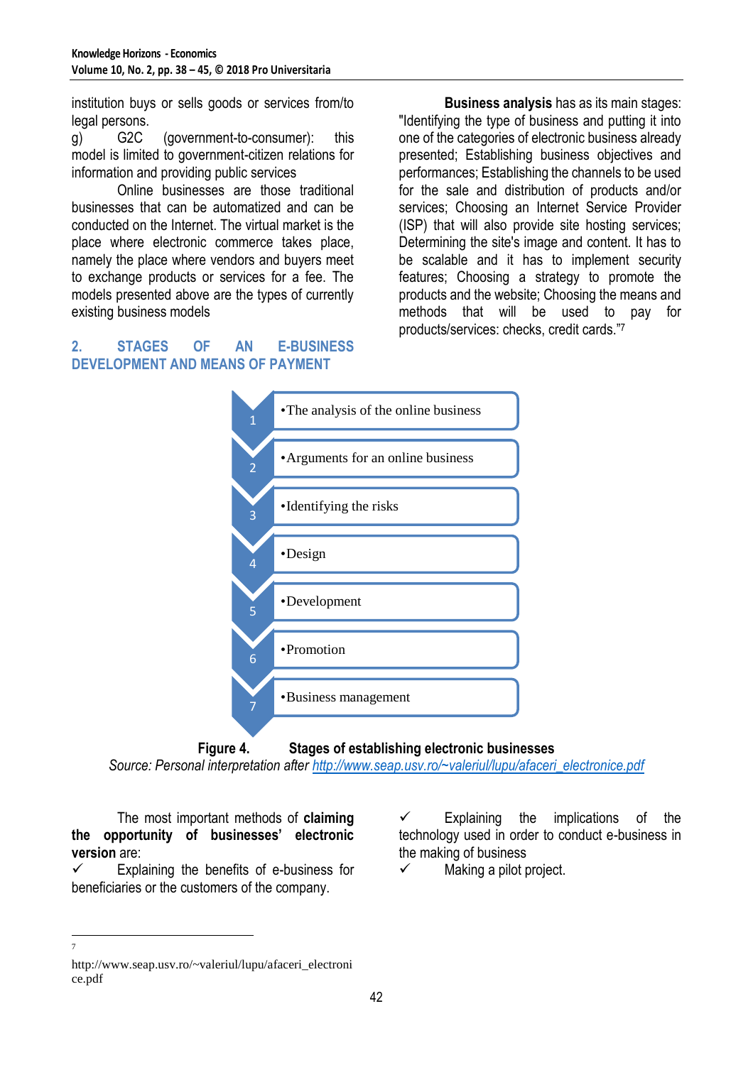institution buys or sells goods or services from/to legal persons.

g) G2C (government-to-consumer): this model is limited to government-citizen relations for information and providing public services

Online businesses are those traditional businesses that can be automatized and can be conducted on the Internet. The virtual market is the place where electronic commerce takes place, namely the place where vendors and buyers meet to exchange products or services for a fee. The models presented above are the types of currently existing business models

## 2. STAGES OF AN E-BUSINESS DEVELOPMENT AND MEANS OF PAYMENT

**Business analysis** has as its main stages: "Identifying the type of business and putting it into one of the categories of electronic business already presented; Establishing business objectives and performances; Establishing the channels to be used for the sale and distribution of products and/or services; Choosing an Internet Service Provider (ISP) that will also provide site hosting services; Determining the site's image and content. It has to be scalable and it has to implement security features; Choosing a strategy to promote the products and the website; Choosing the means and methods that will be used to pay for products/services: checks, credit cards."[7]

1. The analysis of the online business
2. Arguments for an online business
3. Identifying the risks
4. Design
5. Development
6. Promotion
7. Business management

**Figure 4. Stages of establishing electronic businesses**

*Source: Personal interpretation after* http://www.seap.usv.ro/~valeriul/lupu/afaceri_electronice.pdf

The most important methods of **claiming the opportunity of businesses' electronic version** are:

- ✓ Explaining the benefits of e-business for beneficiaries or the customers of the company.
- ✓ Explaining the implications of the technology used in order to conduct e-business in the making of business
- ✓ Making a pilot project.

---

[7] http://www.seap.usv.ro/~valeriul/lupu/afaceri_electronice.pdf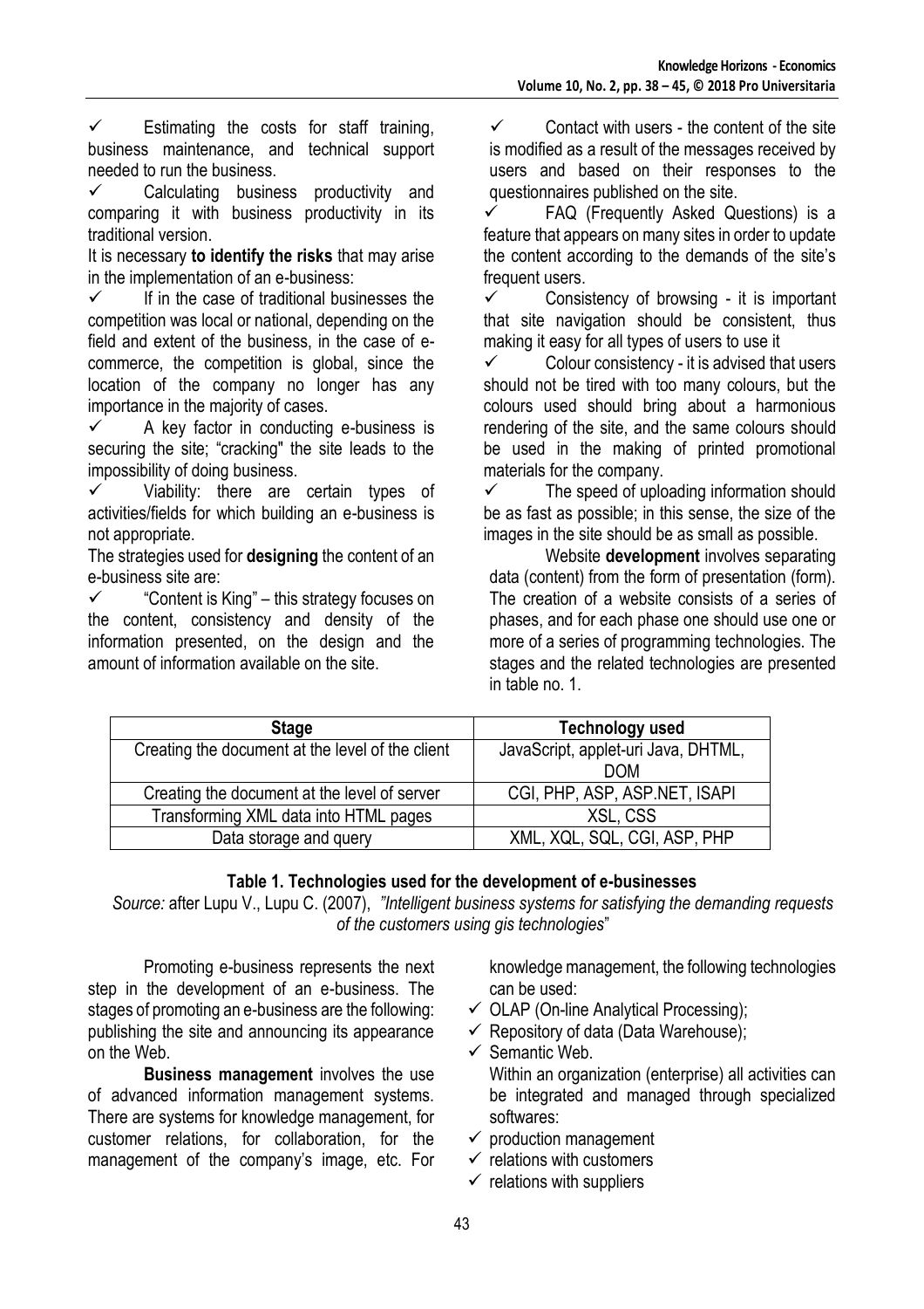- ✓ Estimating the costs for staff training, business maintenance, and technical support needed to run the business.
- ✓ Calculating business productivity and comparing it with business productivity in its traditional version.

It is necessary **to identify the risks** that may arise in the implementation of an e-business:

- ✓ If in the case of traditional businesses the competition was local or national, depending on the field and extent of the business, in the case of e-commerce, the competition is global, since the location of the company no longer has any importance in the majority of cases.
- ✓ A key factor in conducting e-business is securing the site; "cracking" the site leads to the impossibility of doing business.
- ✓ Viability: there are certain types of activities/fields for which building an e-business is not appropriate.

The strategies used for **designing** the content of an e-business site are:

- ✓ "Content is King" – this strategy focuses on the content, consistency and density of the information presented, on the design and the amount of information available on the site.
- ✓ Contact with users - the content of the site is modified as a result of the messages received by users and based on their responses to the questionnaires published on the site.
- ✓ FAQ (Frequently Asked Questions) is a feature that appears on many sites in order to update the content according to the demands of the site's frequent users.
- ✓ Consistency of browsing - it is important that site navigation should be consistent, thus making it easy for all types of users to use it
- ✓ Colour consistency - it is advised that users should not be tired with too many colours, but the colours used should bring about a harmonious rendering of the site, and the same colours should be used in the making of printed promotional materials for the company.
- ✓ The speed of uploading information should be as fast as possible; in this sense, the size of the images in the site should be as small as possible.

Website **development** involves separating data (content) from the form of presentation (form). The creation of a website consists of a series of phases, and for each phase one should use one or more of a series of programming technologies. The stages and the related technologies are presented in table no. 1.

| Stage | Technology used |
|---|---|
| Creating the document at the level of the client | JavaScript, applet-uri Java, DHTML, DOM |
| Creating the document at the level of server | CGI, PHP, ASP, ASP.NET, ISAPI |
| Transforming XML data into HTML pages | XSL, CSS |
| Data storage and query | XML, XQL, SQL, CGI, ASP, PHP |

**Table 1. Technologies used for the development of e-businesses**

*Source:* after Lupu V., Lupu C. (2007), *"Intelligent business systems for satisfying the demanding requests of the customers using gis technologies*"

Promoting e-business represents the next step in the development of an e-business. The stages of promoting an e-business are the following: publishing the site and announcing its appearance on the Web.

**Business management** involves the use of advanced information management systems. There are systems for knowledge management, for customer relations, for collaboration, for the management of the company's image, etc. For knowledge management, the following technologies can be used:

- ✓ OLAP (On-line Analytical Processing);
- ✓ Repository of data (Data Warehouse);
- ✓ Semantic Web.

Within an organization (enterprise) all activities can be integrated and managed through specialized softwares:

- ✓ production management
- ✓ relations with customers
- ✓ relations with suppliers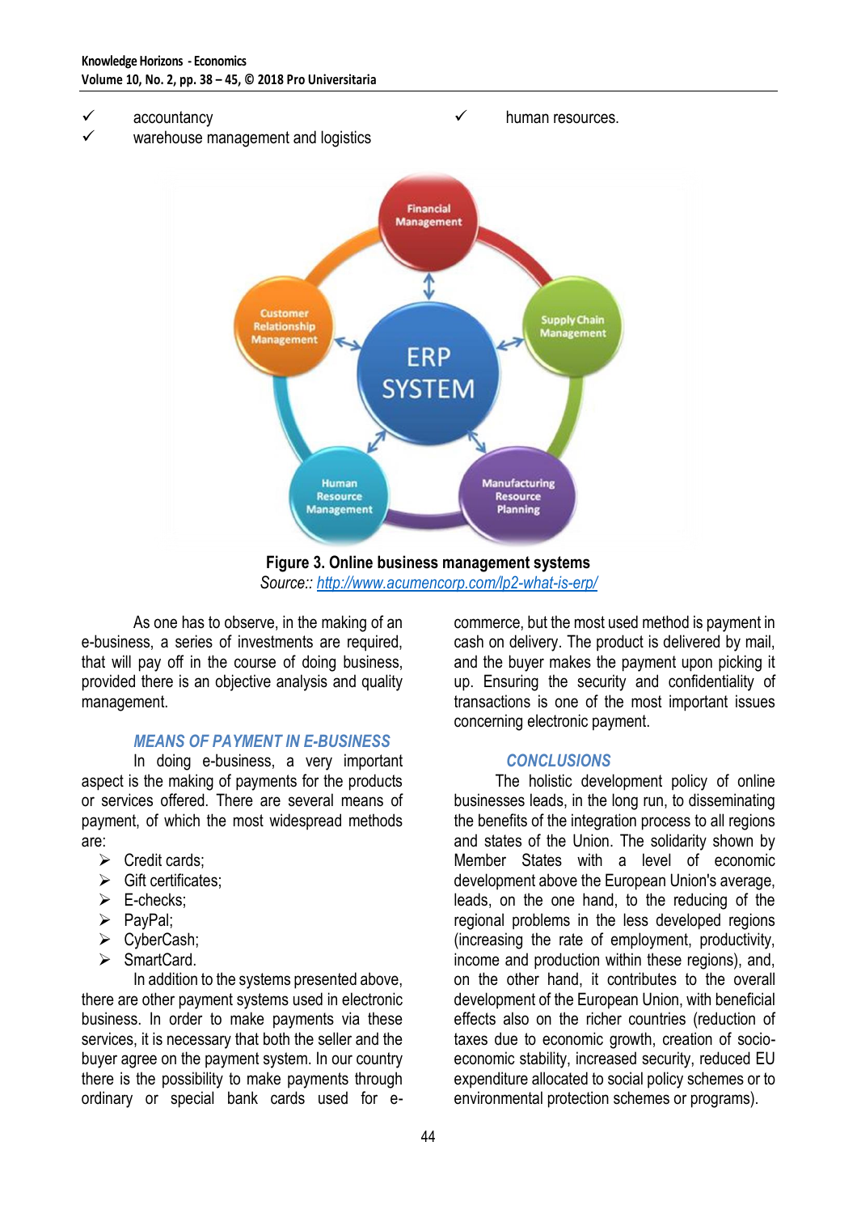- ✓ accountancy
- ✓ warehouse management and logistics
- ✓ human resources.

**Figure 3. Online business management systems**
*Source:: http://www.acumencorp.com/lp2-what-is-erp/*

As one has to observe, in the making of an e-business, a series of investments are required, that will pay off in the course of doing business, provided there is an objective analysis and quality management.

## *MEANS OF PAYMENT IN E-BUSINESS*

In doing e-business, a very important aspect is the making of payments for the products or services offered. There are several means of payment, of which the most widespread methods are:

- Credit cards;
- Gift certificates;
- E-checks;
- PayPal;
- CyberCash;
- SmartCard.

In addition to the systems presented above, there are other payment systems used in electronic business. In order to make payments via these services, it is necessary that both the seller and the buyer agree on the payment system. In our country there is the possibility to make payments through ordinary or special bank cards used for e-commerce, but the most used method is payment in cash on delivery. The product is delivered by mail, and the buyer makes the payment upon picking it up. Ensuring the security and confidentiality of transactions is one of the most important issues concerning electronic payment.

## *CONCLUSIONS*

The holistic development policy of online businesses leads, in the long run, to disseminating the benefits of the integration process to all regions and states of the Union. The solidarity shown by Member States with a level of economic development above the European Union's average, leads, on the one hand, to the reducing of the regional problems in the less developed regions (increasing the rate of employment, productivity, income and production within these regions), and, on the other hand, it contributes to the overall development of the European Union, with beneficial effects also on the richer countries (reduction of taxes due to economic growth, creation of socio-economic stability, increased security, reduced EU expenditure allocated to social policy schemes or to environmental protection schemes or programs).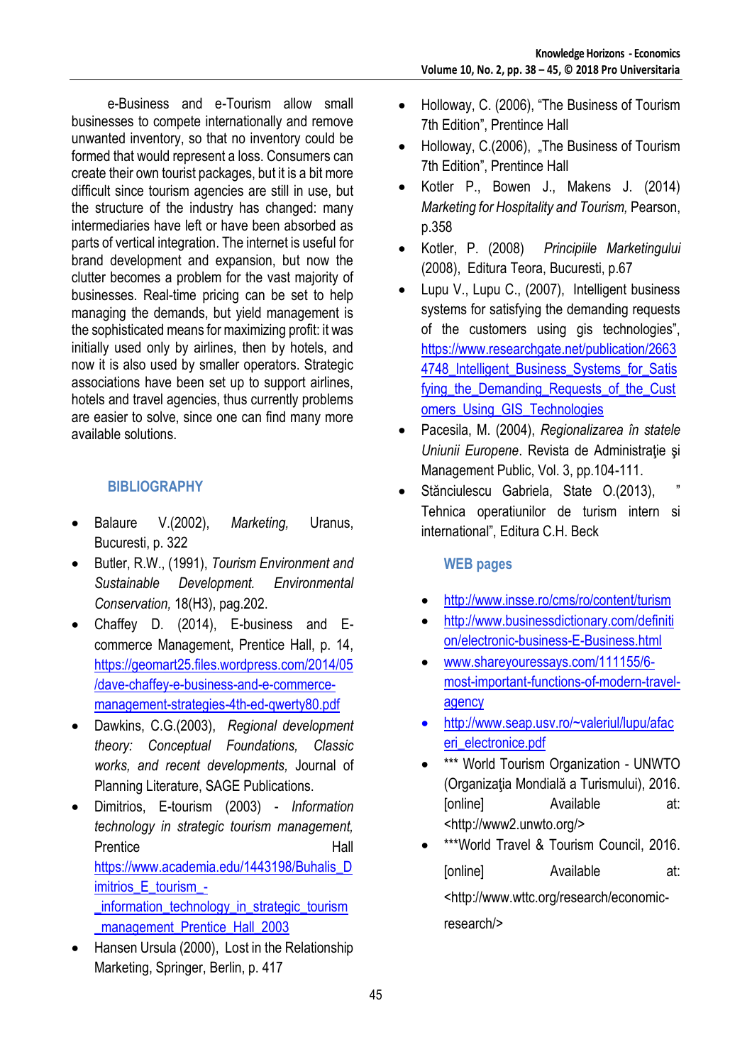e-Business and e-Tourism allow small businesses to compete internationally and remove unwanted inventory, so that no inventory could be formed that would represent a loss. Consumers can create their own tourist packages, but it is a bit more difficult since tourism agencies are still in use, but the structure of the industry has changed: many intermediaries have left or have been absorbed as parts of vertical integration. The internet is useful for brand development and expansion, but now the clutter becomes a problem for the vast majority of businesses. Real-time pricing can be set to help managing the demands, but yield management is the sophisticated means for maximizing profit: it was initially used only by airlines, then by hotels, and now it is also used by smaller operators. Strategic associations have been set up to support airlines, hotels and travel agencies, thus currently problems are easier to solve, since one can find many more available solutions.

## BIBLIOGRAPHY

- Balaure V.(2002), *Marketing,* Uranus, Bucuresti, p. 322
- Butler, R.W., (1991), *Tourism Environment and Sustainable Development. Environmental Conservation,* 18(H3), pag.202.
- Chaffey D. (2014), E-business and E-commerce Management, Prentice Hall, p. 14, https://geomart25.files.wordpress.com/2014/05/dave-chaffey-e-business-and-e-commerce-management-strategies-4th-ed-qwerty80.pdf
- Dawkins, C.G.(2003), *Regional development theory: Conceptual Foundations, Classic works, and recent developments,* Journal of Planning Literature, SAGE Publications.
- Dimitrios, E-tourism (2003) - *Information technology in strategic tourism management,* Prentice Hall https://www.academia.edu/1443198/Buhalis_Dimitrios_E_tourism_-_information_technology_in_strategic_tourism_management_Prentice_Hall_2003
- Hansen Ursula (2000), Lost in the Relationship Marketing, Springer, Berlin, p. 417
- Holloway, C. (2006), "The Business of Tourism 7th Edition", Prentince Hall
- Holloway, C.(2006), „The Business of Tourism 7th Edition", Prentince Hall
- Kotler P., Bowen J., Makens J. (2014) *Marketing for Hospitality and Tourism,* Pearson, p.358
- Kotler, P. (2008) *Principiile Marketingului* (2008), Editura Teora, Bucuresti, p.67
- Lupu V., Lupu C., (2007), Intelligent business systems for satisfying the demanding requests of the customers using gis technologies", https://www.researchgate.net/publication/26634748_Intelligent_Business_Systems_for_Satisfying_the_Demanding_Requests_of_the_Customers_Using_GIS_Technologies
- Pacesila, M. (2004), *Regionalizarea în statele Uniunii Europene*. Revista de Administraţie şi Management Public, Vol. 3, pp.104-111.
- Stănciulescu Gabriela, State O.(2013), " Tehnica operatiunilor de turism intern si international", Editura C.H. Beck

### WEB pages

- http://www.insse.ro/cms/ro/content/turism
- http://www.businessdictionary.com/definition/electronic-business-E-Business.html
- www.shareyouressays.com/111155/6-most-important-functions-of-modern-travel-agency
- http://www.seap.usv.ro/~valeriul/lupu/afaceri_electronice.pdf
- *** World Tourism Organization - UNWTO (Organizaţia Mondială a Turismului), 2016. [online] Available at: <http://www2.unwto.org/>
- ***World Travel & Tourism Council, 2016. [online] Available at: <http://www.wttc.org/research/economic-research/>